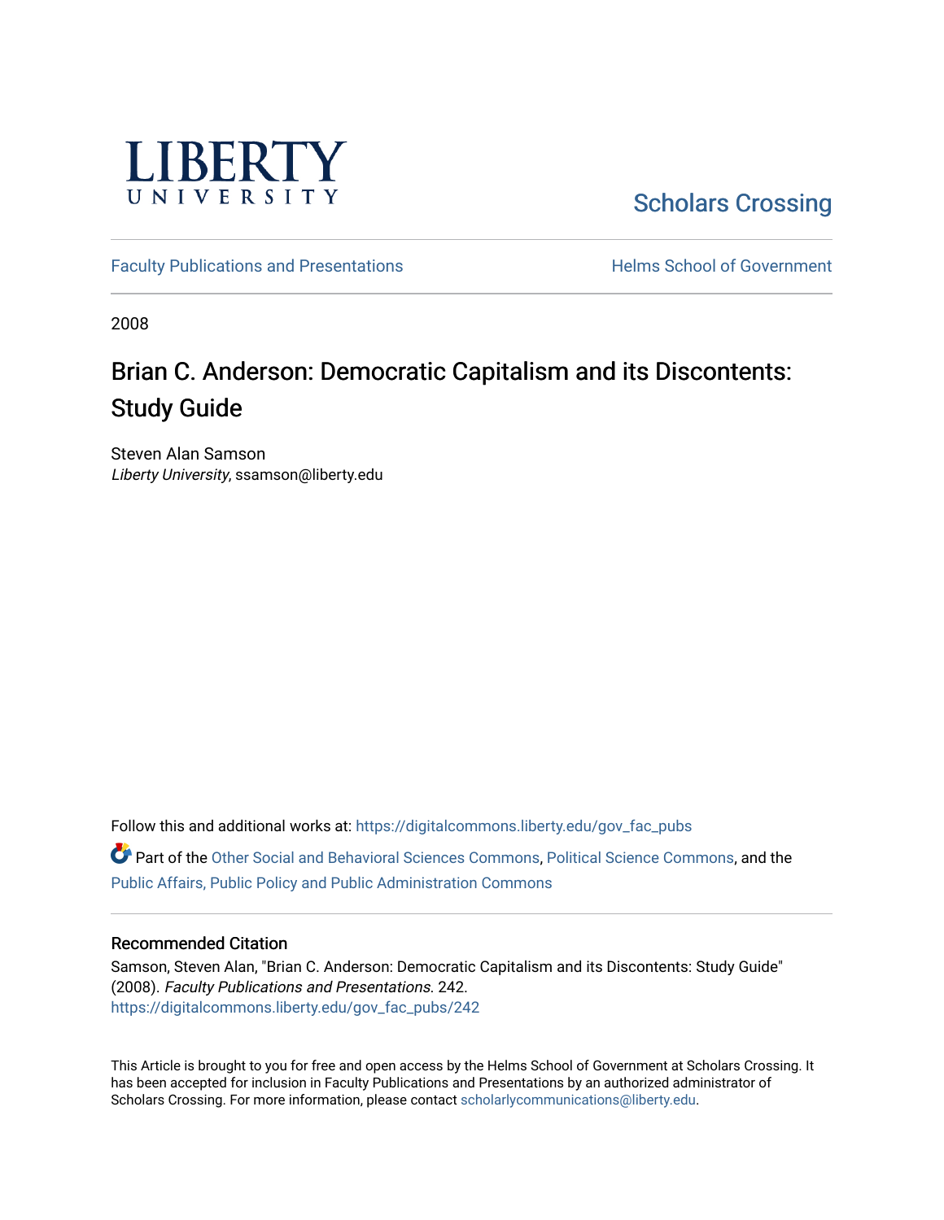LIBERTY UNIVERSITY

Scholars Crossing

Faculty Publications and Presentations

Helms School of Government

2008

# Brian C. Anderson: Democratic Capitalism and its Discontents: Study Guide

Steven Alan Samson
*Liberty University*, ssamson@liberty.edu

Follow this and additional works at: https://digitalcommons.liberty.edu/gov_fac_pubs

Part of the Other Social and Behavioral Sciences Commons, Political Science Commons, and the Public Affairs, Public Policy and Public Administration Commons

## Recommended Citation

Samson, Steven Alan, "Brian C. Anderson: Democratic Capitalism and its Discontents: Study Guide" (2008). *Faculty Publications and Presentations*. 242.
https://digitalcommons.liberty.edu/gov_fac_pubs/242

This Article is brought to you for free and open access by the Helms School of Government at Scholars Crossing. It has been accepted for inclusion in Faculty Publications and Presentations by an authorized administrator of Scholars Crossing. For more information, please contact scholarlycommunications@liberty.edu.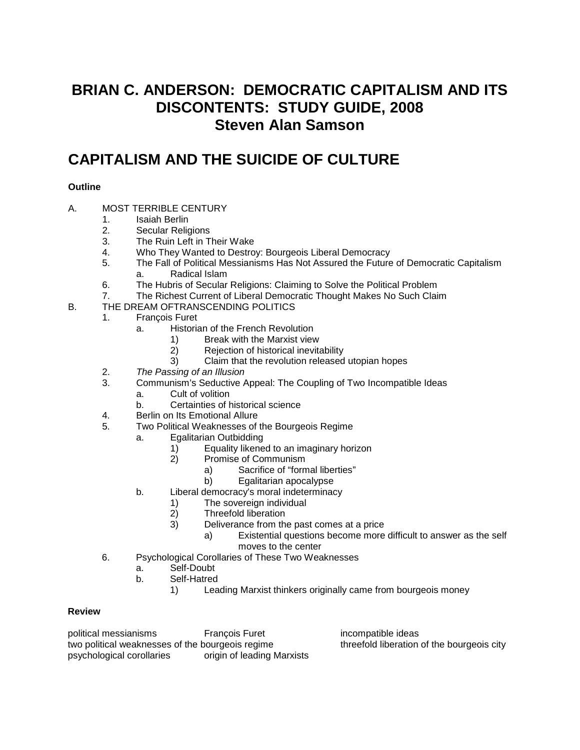# BRIAN C. ANDERSON: DEMOCRATIC CAPITALISM AND ITS DISCONTENTS: STUDY GUIDE, 2008
# Steven Alan Samson

## CAPITALISM AND THE SUICIDE OF CULTURE

**Outline**

- A. MOST TERRIBLE CENTURY
  1. Isaiah Berlin
  2. Secular Religions
  3. The Ruin Left in Their Wake
  4. Who They Wanted to Destroy: Bourgeois Liberal Democracy
  5. The Fall of Political Messianisms Has Not Assured the Future of Democratic Capitalism
     - a. Radical Islam
  6. The Hubris of Secular Religions: Claiming to Solve the Political Problem
  7. The Richest Current of Liberal Democratic Thought Makes No Such Claim
- B. THE DREAM OFTRANSCENDING POLITICS
  1. François Furet
     - a. Historian of the French Revolution
       - 1) Break with the Marxist view
       - 2) Rejection of historical inevitability
       - 3) Claim that the revolution released utopian hopes
  2. *The Passing of an Illusion*
  3. Communism's Seductive Appeal: The Coupling of Two Incompatible Ideas
     - a. Cult of volition
     - b. Certainties of historical science
  4. Berlin on Its Emotional Allure
  5. Two Political Weaknesses of the Bourgeois Regime
     - a. Egalitarian Outbidding
       - 1) Equality likened to an imaginary horizon
       - 2) Promise of Communism
         - a) Sacrifice of "formal liberties"
         - b) Egalitarian apocalypse
     - b. Liberal democracy's moral indeterminacy
       - 1) The sovereign individual
       - 2) Threefold liberation
       - 3) Deliverance from the past comes at a price
         - a) Existential questions become more difficult to answer as the self moves to the center
  6. Psychological Corollaries of These Two Weaknesses
     - a. Self-Doubt
     - b. Self-Hatred
       - 1) Leading Marxist thinkers originally came from bourgeois money

**Review**

political messianisms
François Furet
incompatible ideas
two political weaknesses of the bourgeois regime
threefold liberation of the bourgeois city
psychological corollaries
origin of leading Marxists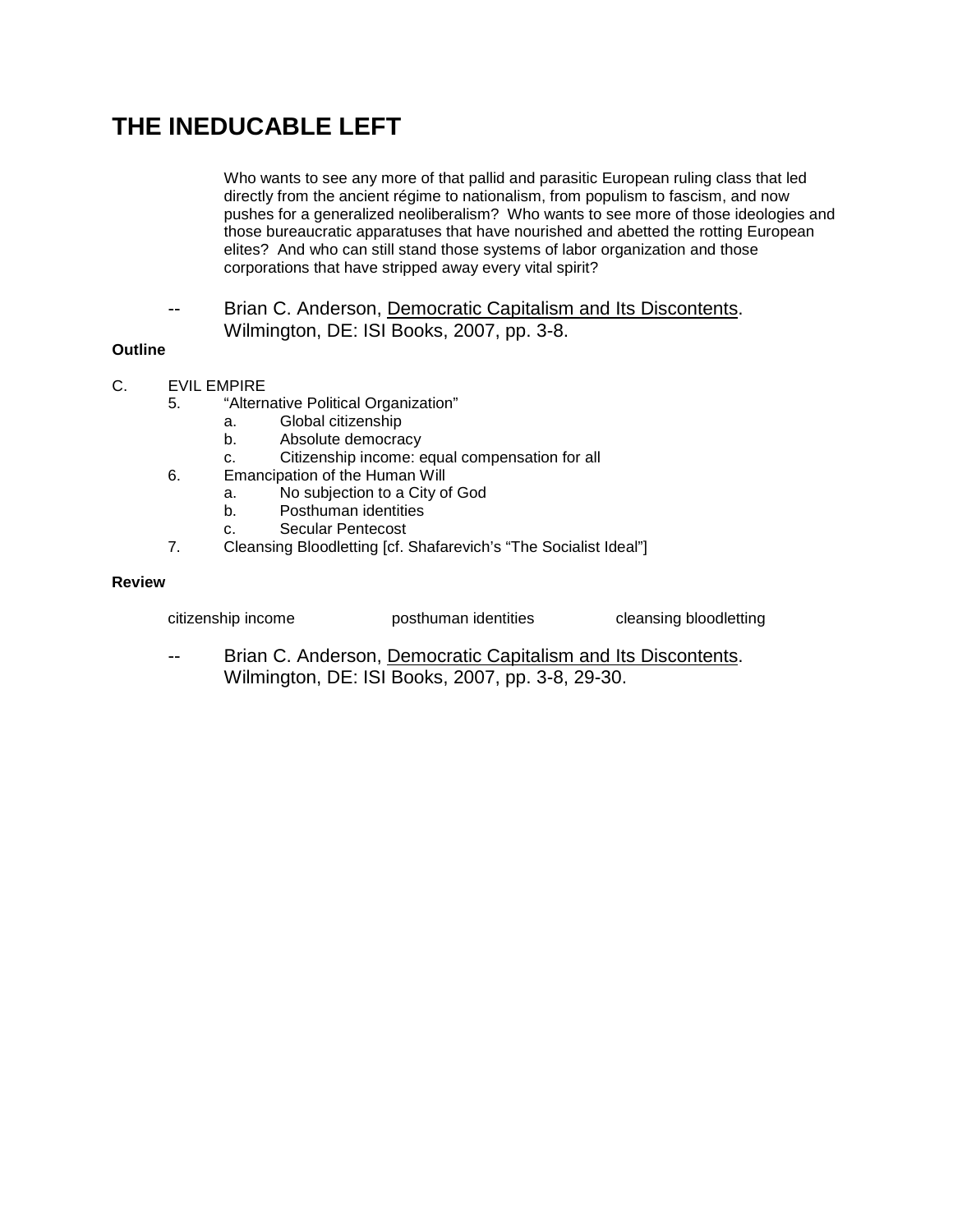# THE INEDUCABLE LEFT

> Who wants to see any more of that pallid and parasitic European ruling class that led directly from the ancient régime to nationalism, from populism to fascism, and now pushes for a generalized neoliberalism? Who wants to see more of those ideologies and those bureaucratic apparatuses that have nourished and abetted the rotting European elites? And who can still stand those systems of labor organization and those corporations that have stripped away every vital spirit?

-- Brian C. Anderson, Democratic Capitalism and Its Discontents. Wilmington, DE: ISI Books, 2007, pp. 3-8.

**Outline**

C. EVIL EMPIRE
  5. "Alternative Political Organization"
     a. Global citizenship
     b. Absolute democracy
     c. Citizenship income: equal compensation for all
  6. Emancipation of the Human Will
     a. No subjection to a City of God
     b. Posthuman identities
     c. Secular Pentecost
  7. Cleansing Bloodletting [cf. Shafarevich's "The Socialist Ideal"]

**Review**

citizenship income    posthuman identities    cleansing bloodletting

-- Brian C. Anderson, Democratic Capitalism and Its Discontents. Wilmington, DE: ISI Books, 2007, pp. 3-8, 29-30.